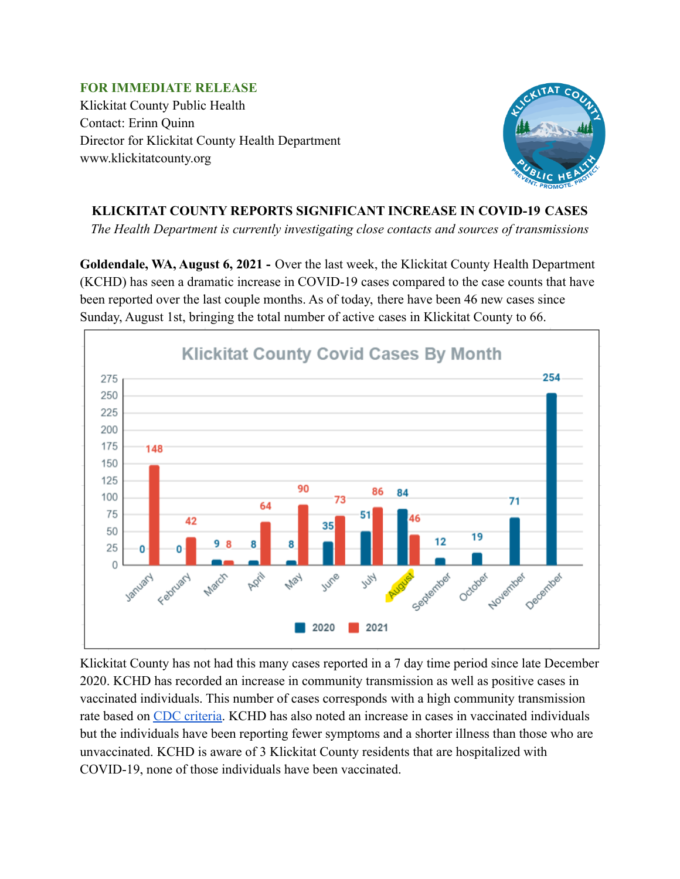**FOR IMMEDIATE RELEASE**
Klickitat County Public Health
Contact: Erinn Quinn
Director for Klickitat County Health Department
www.klickitatcounty.org

## KLICKITAT COUNTY REPORTS SIGNIFICANT INCREASE IN COVID-19 CASES

*The Health Department is currently investigating close contacts and sources of transmissions*

**Goldendale, WA, August 6, 2021 -** Over the last week, the Klickitat County Health Department (KCHD) has seen a dramatic increase in COVID-19 cases compared to the case counts that have been reported over the last couple months. As of today, there have been 46 new cases since Sunday, August 1st, bringing the total number of active cases in Klickitat County to 66.

**Klickitat County Covid Cases By Month**

| Month | 2020 | 2021 |
|---|---|---|
| January | 0 | 148 |
| February | 0 | 42 |
| March | 9 | 8 |
| April | 8 | 64 |
| May | 8 | 90 |
| June | 35 | 73 |
| July | 51 | 86 |
| August | 84 | 46 |
| September | 12 | |
| October | 19 | |
| November | 71 | |
| December | 254 | |

Klickitat County has not had this many cases reported in a 7 day time period since late December 2020. KCHD has recorded an increase in community transmission as well as positive cases in vaccinated individuals. This number of cases corresponds with a high community transmission rate based on [CDC criteria](). KCHD has also noted an increase in cases in vaccinated individuals but the individuals have been reporting fewer symptoms and a shorter illness than those who are unvaccinated. KCHD is aware of 3 Klickitat County residents that are hospitalized with COVID-19, none of those individuals have been vaccinated.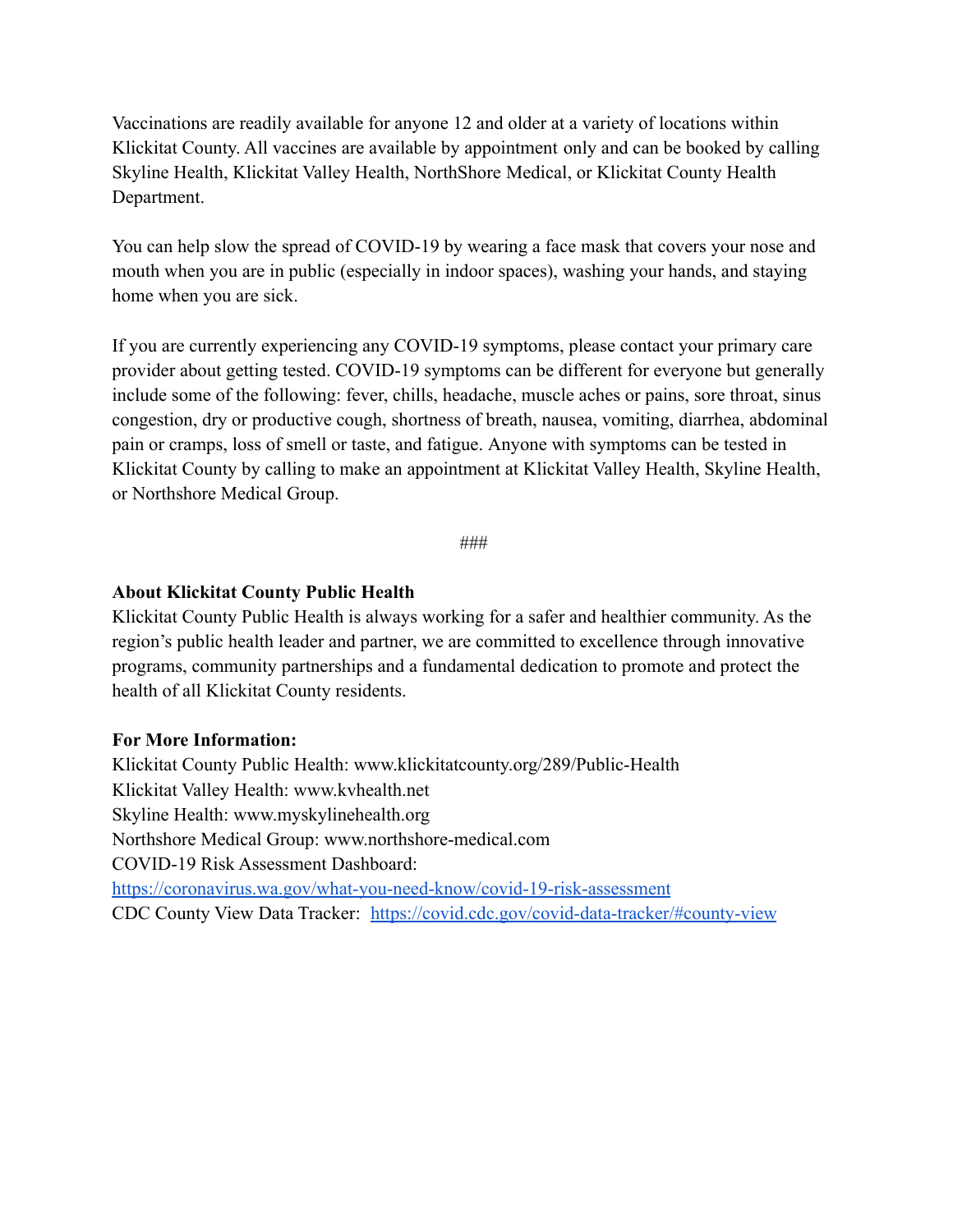Vaccinations are readily available for anyone 12 and older at a variety of locations within Klickitat County. All vaccines are available by appointment only and can be booked by calling Skyline Health, Klickitat Valley Health, NorthShore Medical, or Klickitat County Health Department.

You can help slow the spread of COVID-19 by wearing a face mask that covers your nose and mouth when you are in public (especially in indoor spaces), washing your hands, and staying home when you are sick.

If you are currently experiencing any COVID-19 symptoms, please contact your primary care provider about getting tested. COVID-19 symptoms can be different for everyone but generally include some of the following: fever, chills, headache, muscle aches or pains, sore throat, sinus congestion, dry or productive cough, shortness of breath, nausea, vomiting, diarrhea, abdominal pain or cramps, loss of smell or taste, and fatigue. Anyone with symptoms can be tested in Klickitat County by calling to make an appointment at Klickitat Valley Health, Skyline Health, or Northshore Medical Group.

###

**About Klickitat County Public Health**

Klickitat County Public Health is always working for a safer and healthier community. As the region's public health leader and partner, we are committed to excellence through innovative programs, community partnerships and a fundamental dedication to promote and protect the health of all Klickitat County residents.

**For More Information:**

Klickitat County Public Health: www.klickitatcounty.org/289/Public-Health
Klickitat Valley Health: www.kvhealth.net
Skyline Health: www.myskylinehealth.org
Northshore Medical Group: www.northshore-medical.com
COVID-19 Risk Assessment Dashboard:
https://coronavirus.wa.gov/what-you-need-know/covid-19-risk-assessment
CDC County View Data Tracker: https://covid.cdc.gov/covid-data-tracker/#county-view